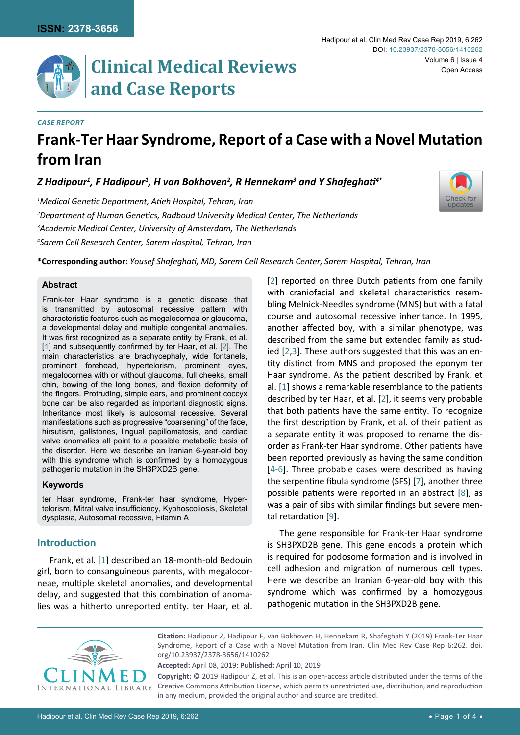ISSN: 2378-3656

# Clinical Medical Reviews and Case Reports

DOI: 10.23937/2378-3656/1410262

Open Access

*CASE REPORT*

# Frank-Ter Haar Syndrome, Report of a Case with a Novel Mutation from Iran

***Z Hadipour[1], F Hadipour[1], H van Bokhoven[2], R Hennekam[3] and Y Shafeghati[4*]***

*[1]Medical Genetic Department, Atieh Hospital, Tehran, Iran*

*[2]Department of Human Genetics, Radboud University Medical Center, The Netherlands*

*[3]Academic Medical Center, University of Amsterdam, The Netherlands*

*[4]Sarem Cell Research Center, Sarem Hospital, Tehran, Iran*

**\*Corresponding author:** *Yousef Shafeghati, MD, Sarem Cell Research Center, Sarem Hospital, Tehran, Iran*

### Abstract

Frank-ter Haar syndrome is a genetic disease that is transmitted by autosomal recessive pattern with characteristic features such as megalocornea or glaucoma, a developmental delay and multiple congenital anomalies. It was first recognized as a separate entity by Frank, et al. [1] and subsequently confirmed by ter Haar, et al. [2]. The main characteristics are brachycephaly, wide fontanels, prominent forehead, hypertelorism, prominent eyes, megalocornea with or without glaucoma, full cheeks, small chin, bowing of the long bones, and flexion deformity of the fingers. Protruding, simple ears, and prominent coccyx bone can be also regarded as important diagnostic signs. Inheritance most likely is autosomal recessive. Several manifestations such as progressive "coarsening" of the face, hirsutism, gallstones, lingual papillomatosis, and cardiac valve anomalies all point to a possible metabolic basis of the disorder. Here we describe an Iranian 6-year-old boy with this syndrome which is confirmed by a homozygous pathogenic mutation in the SH3PXD2B gene.

### Keywords

ter Haar syndrome, Frank-ter haar syndrome, Hypertelorism, Mitral valve insufficiency, Kyphoscoliosis, Skeletal dysplasia, Autosomal recessive, Filamin A

## Introduction

Frank, et al. [1] described an 18-month-old Bedouin girl, born to consanguineous parents, with megalocorneae, multiple skeletal anomalies, and developmental delay, and suggested that this combination of anomalies was a hitherto unreported entity. ter Haar, et al. [2] reported on three Dutch patients from one family with craniofacial and skeletal characteristics resembling Melnick-Needles syndrome (MNS) but with a fatal course and autosomal recessive inheritance. In 1995, another affected boy, with a similar phenotype, was described from the same but extended family as studied [2,3]. These authors suggested that this was an entity distinct from MNS and proposed the eponym ter Haar syndrome. As the patient described by Frank, et al. [1] shows a remarkable resemblance to the patients described by ter Haar, et al. [2], it seems very probable that both patients have the same entity. To recognize the first description by Frank, et al. of their patient as a separate entity it was proposed to rename the disorder as Frank-ter Haar syndrome. Other patients have been reported previously as having the same condition [4-6]. Three probable cases were described as having the serpentine fibula syndrome (SFS) [7], another three possible patients were reported in an abstract [8], as was a pair of sibs with similar findings but severe mental retardation [9].

The gene responsible for Frank-ter Haar syndrome is SH3PXD2B gene. This gene encods a protein which is required for podosome formation and is involved in cell adhesion and migration of numerous cell types. Here we describe an Iranian 6-year-old boy with this syndrome which was confirmed by a homozygous pathogenic mutation in the SH3PXD2B gene.

**Citation:** Hadipour Z, Hadipour F, van Bokhoven H, Hennekam R, Shafeghati Y (2019) Frank-Ter Haar Syndrome, Report of a Case with a Novel Mutation from Iran. Clin Med Rev Case Rep 6:262. doi.org/10.23937/2378-3656/1410262

**Accepted:** April 08, 2019: **Published:** April 10, 2019

**Copyright:** © 2019 Hadipour Z, et al. This is an open-access article distributed under the terms of the Creative Commons Attribution License, which permits unrestricted use, distribution, and reproduction in any medium, provided the original author and source are credited.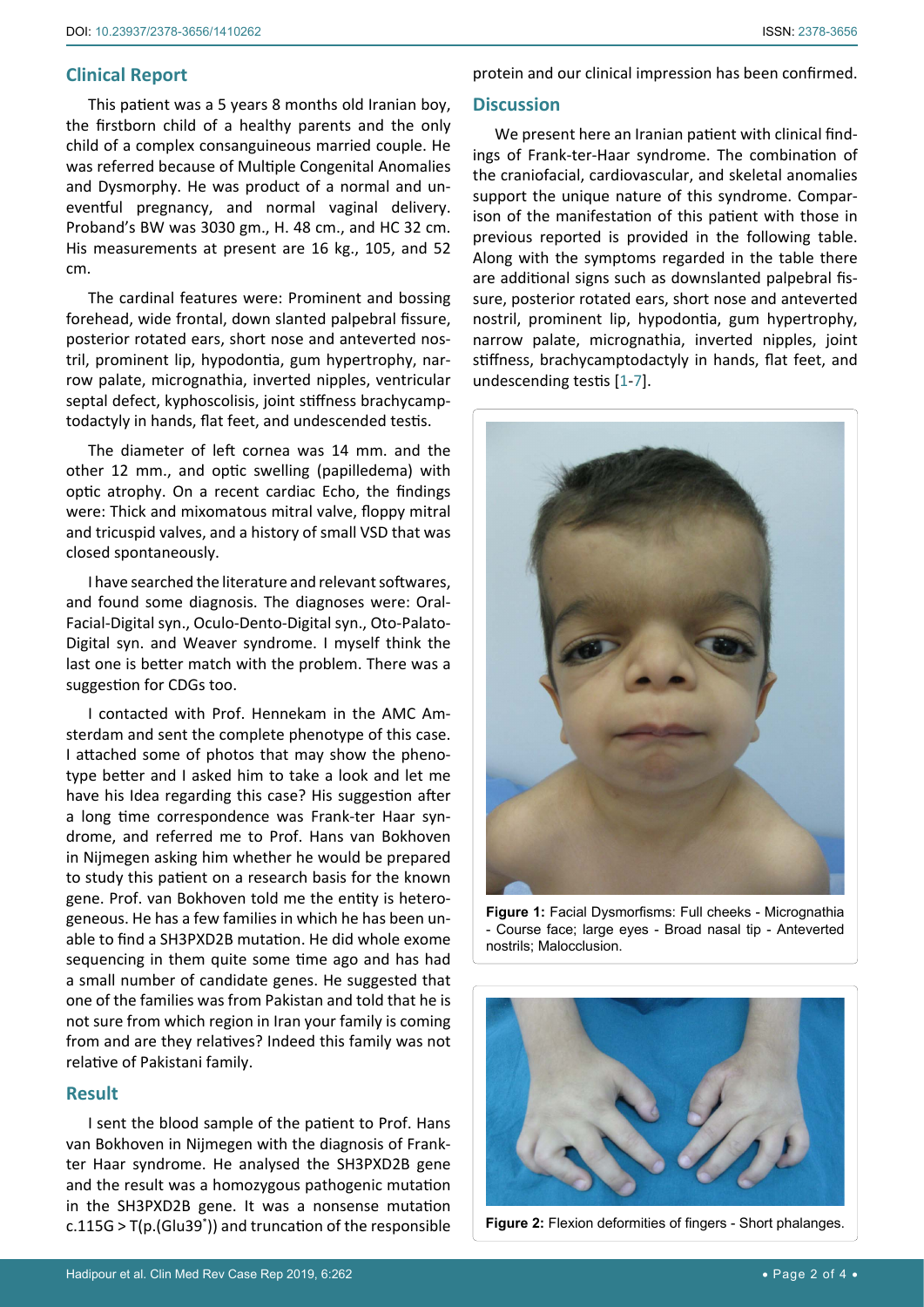## Clinical Report

This patient was a 5 years 8 months old Iranian boy, the firstborn child of a healthy parents and the only child of a complex consanguineous married couple. He was referred because of Multiple Congenital Anomalies and Dysmorphy. He was product of a normal and uneventful pregnancy, and normal vaginal delivery. Proband's BW was 3030 gm., H. 48 cm., and HC 32 cm. His measurements at present are 16 kg., 105, and 52 cm.

The cardinal features were: Prominent and bossing forehead, wide frontal, down slanted palpebral fissure, posterior rotated ears, short nose and anteverted nostril, prominent lip, hypodontia, gum hypertrophy, narrow palate, micrognathia, inverted nipples, ventricular septal defect, kyphoscolisis, joint stiffness brachycamptodactyly in hands, flat feet, and undescended testis.

The diameter of left cornea was 14 mm. and the other 12 mm., and optic swelling (papilledema) with optic atrophy. On a recent cardiac Echo, the findings were: Thick and mixomatous mitral valve, floppy mitral and tricuspid valves, and a history of small VSD that was closed spontaneously.

I have searched the literature and relevant softwares, and found some diagnosis. The diagnoses were: Oral-Facial-Digital syn., Oculo-Dento-Digital syn., Oto-Palato-Digital syn. and Weaver syndrome. I myself think the last one is better match with the problem. There was a suggestion for CDGs too.

I contacted with Prof. Hennekam in the AMC Amsterdam and sent the complete phenotype of this case. I attached some of photos that may show the phenotype better and I asked him to take a look and let me have his Idea regarding this case? His suggestion after a long time correspondence was Frank-ter Haar syndrome, and referred me to Prof. Hans van Bokhoven in Nijmegen asking him whether he would be prepared to study this patient on a research basis for the known gene. Prof. van Bokhoven told me the entity is heterogeneous. He has a few families in which he has been unable to find a SH3PXD2B mutation. He did whole exome sequencing in them quite some time ago and has had a small number of candidate genes. He suggested that one of the families was from Pakistan and told that he is not sure from which region in Iran your family is coming from and are they relatives? Indeed this family was not relative of Pakistani family.

## Result

I sent the blood sample of the patient to Prof. Hans van Bokhoven in Nijmegen with the diagnosis of Frank-ter Haar syndrome. He analysed the SH3PXD2B gene and the result was a homozygous pathogenic mutation in the SH3PXD2B gene. It was a nonsense mutation c.115G > T(p.(Glu39*)) and truncation of the responsible protein and our clinical impression has been confirmed.

## Discussion

We present here an Iranian patient with clinical findings of Frank-ter-Haar syndrome. The combination of the craniofacial, cardiovascular, and skeletal anomalies support the unique nature of this syndrome. Comparison of the manifestation of this patient with those in previous reported is provided in the following table. Along with the symptoms regarded in the table there are additional signs such as downslanted palpebral fissure, posterior rotated ears, short nose and anteverted nostril, prominent lip, hypodontia, gum hypertrophy, narrow palate, micrognathia, inverted nipples, joint stiffness, brachycamptodactyly in hands, flat feet, and undescending testis [1-7].

**Figure 1:** Facial Dysmorfisms: Full cheeks - Micrognathia - Course face; large eyes - Broad nasal tip - Anteverted nostrils; Malocclusion.

**Figure 2:** Flexion deformities of fingers - Short phalanges.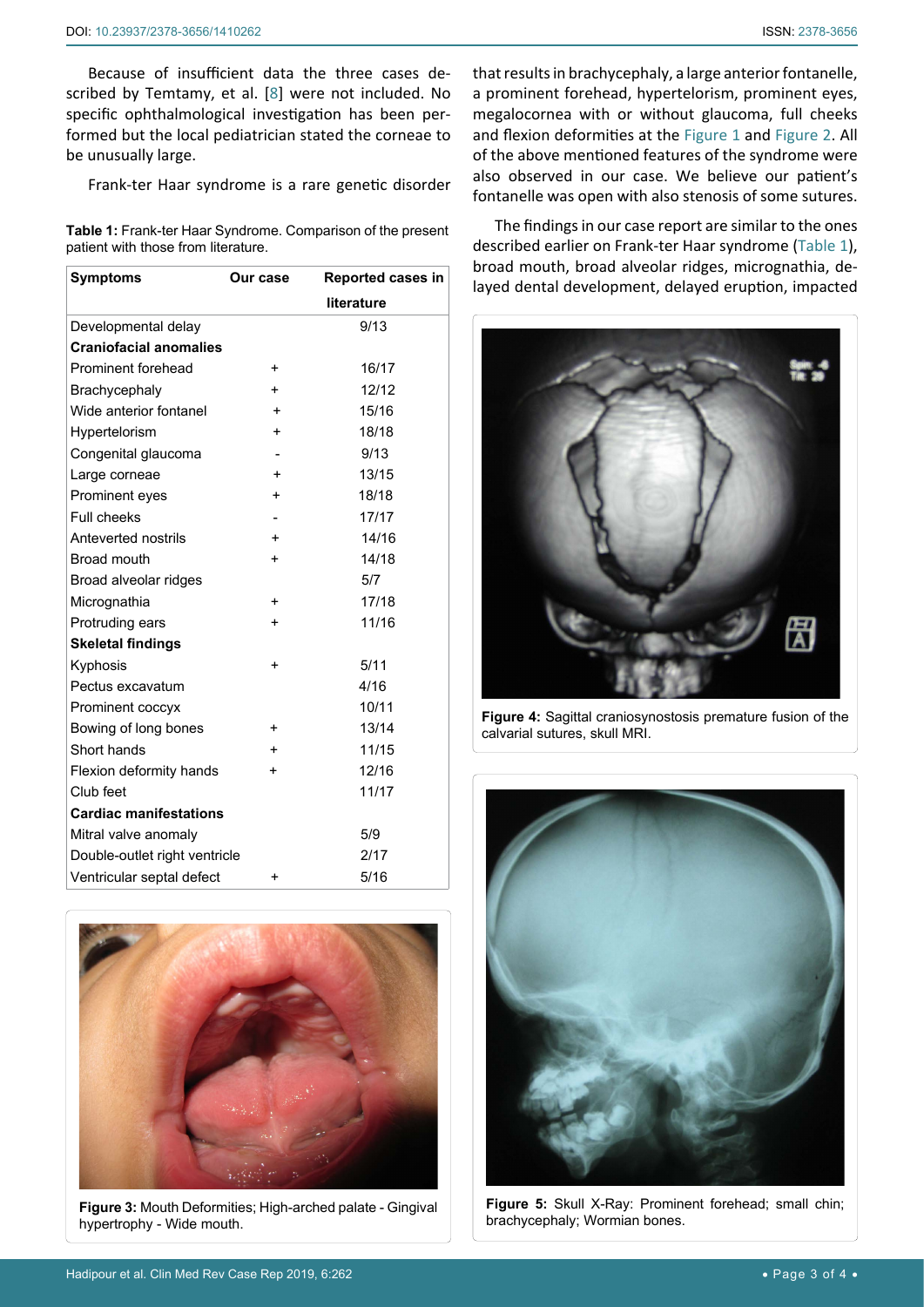Because of insufficient data the three cases described by Temtamy, et al. [8] were not included. No specific ophthalmological investigation has been performed but the local pediatrician stated the corneae to be unusually large.

Frank-ter Haar syndrome is a rare genetic disorder that results in brachycephaly, a large anterior fontanelle, a prominent forehead, hypertelorism, prominent eyes, megalocornea with or without glaucoma, full cheeks and flexion deformities at the Figure 1 and Figure 2. All of the above mentioned features of the syndrome were also observed in our case. We believe our patient's fontanelle was open with also stenosis of some sutures.

The findings in our case report are similar to the ones described earlier on Frank-ter Haar syndrome (Table 1), broad mouth, broad alveolar ridges, micrognathia, delayed dental development, delayed eruption, impacted

**Table 1:** Frank-ter Haar Syndrome. Comparison of the present patient with those from literature.

| Symptoms | Our case | Reported cases in literature |
|---|---|---|
| Developmental delay | | 9/13 |
| **Craniofacial anomalies** | | |
| Prominent forehead | + | 16/17 |
| Brachycephaly | + | 12/12 |
| Wide anterior fontanel | + | 15/16 |
| Hypertelorism | + | 18/18 |
| Congenital glaucoma | - | 9/13 |
| Large corneae | + | 13/15 |
| Prominent eyes | + | 18/18 |
| Full cheeks | - | 17/17 |
| Anteverted nostrils | + | 14/16 |
| Broad mouth | + | 14/18 |
| Broad alveolar ridges | | 5/7 |
| Micrognathia | + | 17/18 |
| Protruding ears | + | 11/16 |
| **Skeletal findings** | | |
| Kyphosis | + | 5/11 |
| Pectus excavatum | | 4/16 |
| Prominent coccyx | | 10/11 |
| Bowing of long bones | + | 13/14 |
| Short hands | + | 11/15 |
| Flexion deformity hands | + | 12/16 |
| Club feet | | 11/17 |
| **Cardiac manifestations** | | |
| Mitral valve anomaly | | 5/9 |
| Double-outlet right ventricle | | 2/17 |
| Ventricular septal defect | + | 5/16 |

**Figure 3:** Mouth Deformities; High-arched palate - Gingival hypertrophy - Wide mouth.

**Figure 4:** Sagittal craniosynostosis premature fusion of the calvarial sutures, skull MRI.

**Figure 5:** Skull X-Ray: Prominent forehead; small chin; brachycephaly; Wormian bones.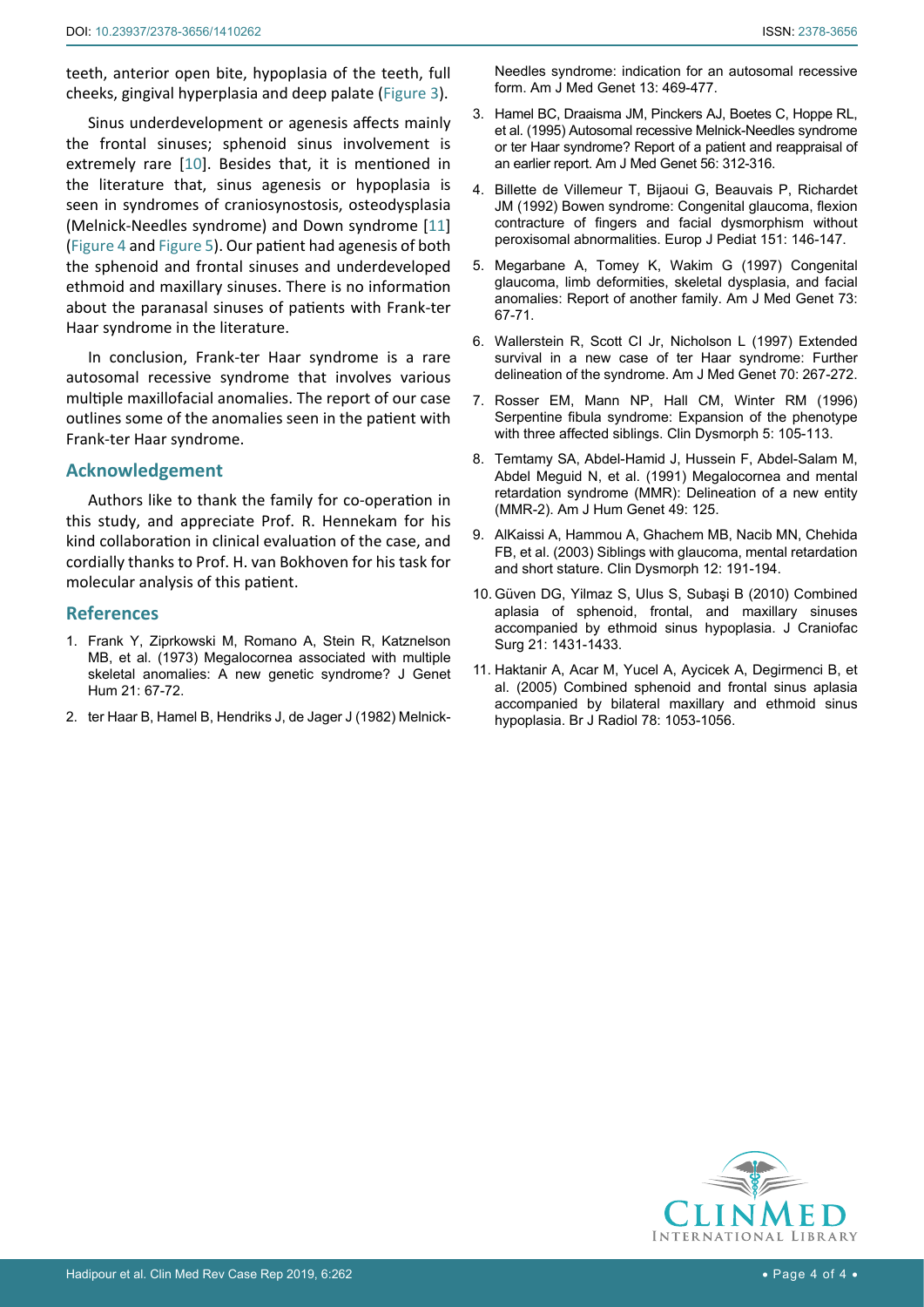teeth, anterior open bite, hypoplasia of the teeth, full cheeks, gingival hyperplasia and deep palate (Figure 3).

Sinus underdevelopment or agenesis affects mainly the frontal sinuses; sphenoid sinus involvement is extremely rare [10]. Besides that, it is mentioned in the literature that, sinus agenesis or hypoplasia is seen in syndromes of craniosynostosis, osteodysplasia (Melnick-Needles syndrome) and Down syndrome [11] (Figure 4 and Figure 5). Our patient had agenesis of both the sphenoid and frontal sinuses and underdeveloped ethmoid and maxillary sinuses. There is no information about the paranasal sinuses of patients with Frank-ter Haar syndrome in the literature.

In conclusion, Frank-ter Haar syndrome is a rare autosomal recessive syndrome that involves various multiple maxillofacial anomalies. The report of our case outlines some of the anomalies seen in the patient with Frank-ter Haar syndrome.

## Acknowledgement

Authors like to thank the family for co-operation in this study, and appreciate Prof. R. Hennekam for his kind collaboration in clinical evaluation of the case, and cordially thanks to Prof. H. van Bokhoven for his task for molecular analysis of this patient.

## References

1. Frank Y, Ziprkowski M, Romano A, Stein R, Katznelson MB, et al. (1973) Megalocornea associated with multiple skeletal anomalies: A new genetic syndrome? J Genet Hum 21: 67-72.
2. ter Haar B, Hamel B, Hendriks J, de Jager J (1982) Melnick-Needles syndrome: indication for an autosomal recessive form. Am J Med Genet 13: 469-477.
3. Hamel BC, Draaisma JM, Pinckers AJ, Boetes C, Hoppe RL, et al. (1995) Autosomal recessive Melnick-Needles syndrome or ter Haar syndrome? Report of a patient and reappraisal of an earlier report. Am J Med Genet 56: 312-316.
4. Billette de Villemeur T, Bijaoui G, Beauvais P, Richardet JM (1992) Bowen syndrome: Congenital glaucoma, flexion contracture of fingers and facial dysmorphism without peroxisomal abnormalities. Europ J Pediat 151: 146-147.
5. Megarbane A, Tomey K, Wakim G (1997) Congenital glaucoma, limb deformities, skeletal dysplasia, and facial anomalies: Report of another family. Am J Med Genet 73: 67-71.
6. Wallerstein R, Scott CI Jr, Nicholson L (1997) Extended survival in a new case of ter Haar syndrome: Further delineation of the syndrome. Am J Med Genet 70: 267-272.
7. Rosser EM, Mann NP, Hall CM, Winter RM (1996) Serpentine fibula syndrome: Expansion of the phenotype with three affected siblings. Clin Dysmorph 5: 105-113.
8. Temtamy SA, Abdel-Hamid J, Hussein F, Abdel-Salam M, Abdel Meguid N, et al. (1991) Megalocornea and mental retardation syndrome (MMR): Delineation of a new entity (MMR-2). Am J Hum Genet 49: 125.
9. AlKaissi A, Hammou A, Ghachem MB, Nacib MN, Chehida FB, et al. (2003) Siblings with glaucoma, mental retardation and short stature. Clin Dysmorph 12: 191-194.
10. Güven DG, Yilmaz S, Ulus S, Subaşi B (2010) Combined aplasia of sphenoid, frontal, and maxillary sinuses accompanied by ethmoid sinus hypoplasia. J Craniofac Surg 21: 1431-1433.
11. Haktanir A, Acar M, Yucel A, Aycicek A, Degirmenci B, et al. (2005) Combined sphenoid and frontal sinus aplasia accompanied by bilateral maxillary and ethmoid sinus hypoplasia. Br J Radiol 78: 1053-1056.